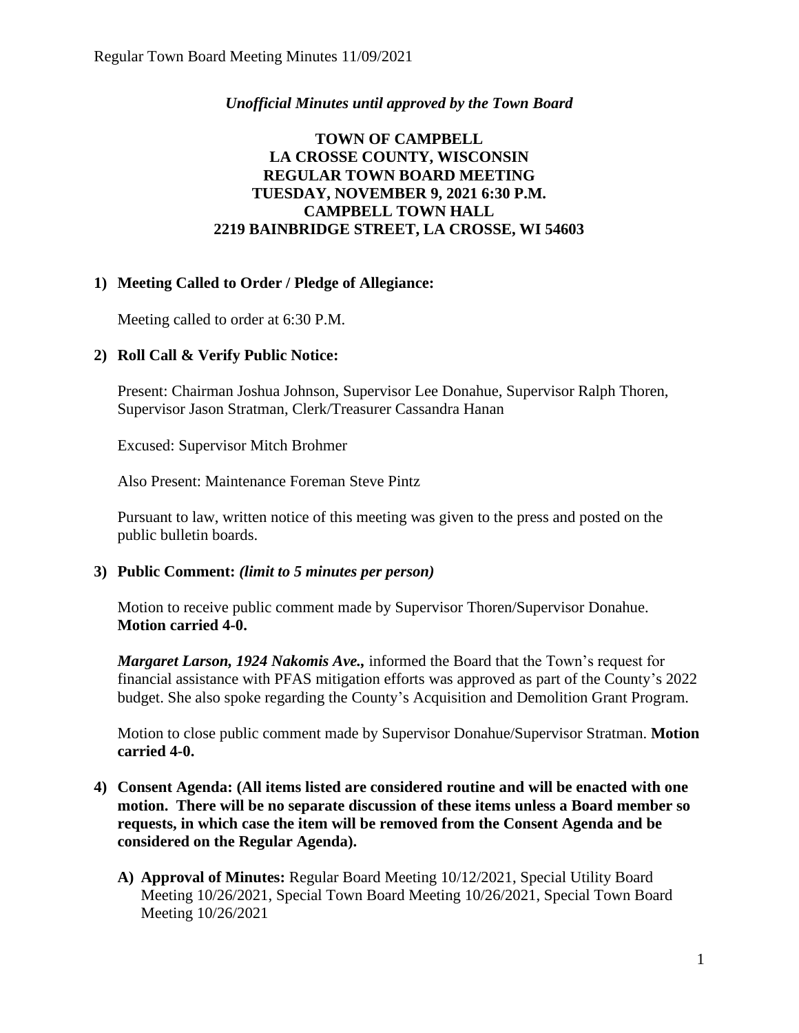*Unofficial Minutes until approved by the Town Board*

# TOWN OF CAMPBELL
# LA CROSSE COUNTY, WISCONSIN
# REGULAR TOWN BOARD MEETING
# TUESDAY, NOVEMBER 9, 2021 6:30 P.M.
# CAMPBELL TOWN HALL
# 2219 BAINBRIDGE STREET, LA CROSSE, WI 54603

## 1) Meeting Called to Order / Pledge of Allegiance:

Meeting called to order at 6:30 P.M.

## 2) Roll Call & Verify Public Notice:

Present: Chairman Joshua Johnson, Supervisor Lee Donahue, Supervisor Ralph Thoren, Supervisor Jason Stratman, Clerk/Treasurer Cassandra Hanan

Excused: Supervisor Mitch Brohmer

Also Present: Maintenance Foreman Steve Pintz

Pursuant to law, written notice of this meeting was given to the press and posted on the public bulletin boards.

## 3) Public Comment: *(limit to 5 minutes per person)*

Motion to receive public comment made by Supervisor Thoren/Supervisor Donahue. **Motion carried 4-0.**

***Margaret Larson, 1924 Nakomis Ave.,*** informed the Board that the Town's request for financial assistance with PFAS mitigation efforts was approved as part of the County's 2022 budget. She also spoke regarding the County's Acquisition and Demolition Grant Program.

Motion to close public comment made by Supervisor Donahue/Supervisor Stratman. **Motion carried 4-0.**

## 4) Consent Agenda: (All items listed are considered routine and will be enacted with one motion. There will be no separate discussion of these items unless a Board member so requests, in which case the item will be removed from the Consent Agenda and be considered on the Regular Agenda).

**A) Approval of Minutes:** Regular Board Meeting 10/12/2021, Special Utility Board Meeting 10/26/2021, Special Town Board Meeting 10/26/2021, Special Town Board Meeting 10/26/2021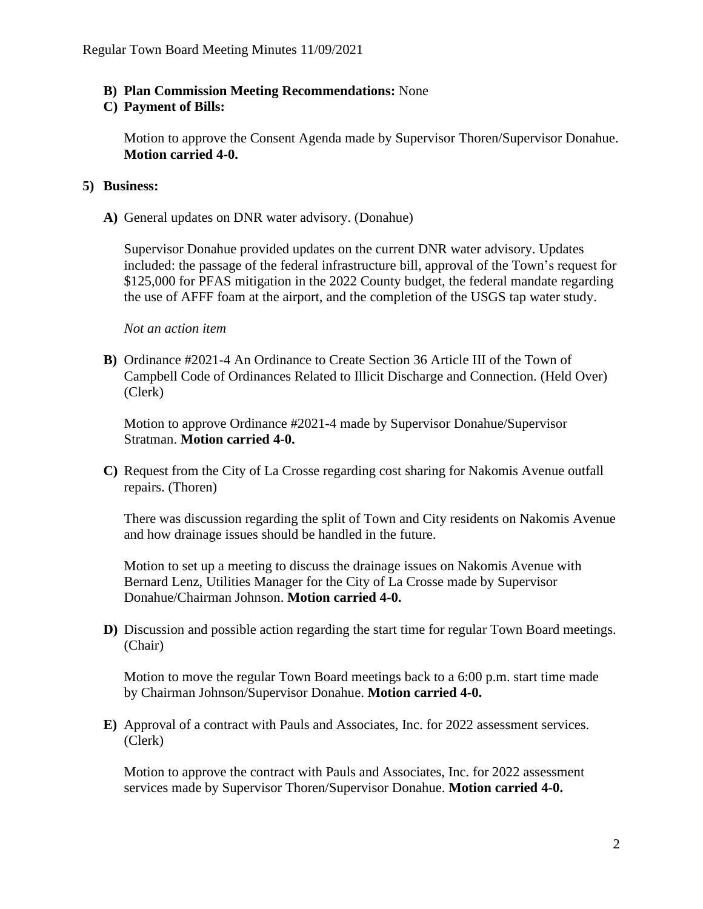**B) Plan Commission Meeting Recommendations:** None

**C) Payment of Bills:**

Motion to approve the Consent Agenda made by Supervisor Thoren/Supervisor Donahue. **Motion carried 4-0.**

**5) Business:**

**A)** General updates on DNR water advisory. (Donahue)

Supervisor Donahue provided updates on the current DNR water advisory. Updates included: the passage of the federal infrastructure bill, approval of the Town's request for $125,000 for PFAS mitigation in the 2022 County budget, the federal mandate regarding the use of AFFF foam at the airport, and the completion of the USGS tap water study.

*Not an action item*

**B)** Ordinance #2021-4 An Ordinance to Create Section 36 Article III of the Town of Campbell Code of Ordinances Related to Illicit Discharge and Connection. (Held Over) (Clerk)

Motion to approve Ordinance #2021-4 made by Supervisor Donahue/Supervisor Stratman. **Motion carried 4-0.**

**C)** Request from the City of La Crosse regarding cost sharing for Nakomis Avenue outfall repairs. (Thoren)

There was discussion regarding the split of Town and City residents on Nakomis Avenue and how drainage issues should be handled in the future.

Motion to set up a meeting to discuss the drainage issues on Nakomis Avenue with Bernard Lenz, Utilities Manager for the City of La Crosse made by Supervisor Donahue/Chairman Johnson. **Motion carried 4-0.**

**D)** Discussion and possible action regarding the start time for regular Town Board meetings. (Chair)

Motion to move the regular Town Board meetings back to a 6:00 p.m. start time made by Chairman Johnson/Supervisor Donahue. **Motion carried 4-0.**

**E)** Approval of a contract with Pauls and Associates, Inc. for 2022 assessment services. (Clerk)

Motion to approve the contract with Pauls and Associates, Inc. for 2022 assessment services made by Supervisor Thoren/Supervisor Donahue. **Motion carried 4-0.**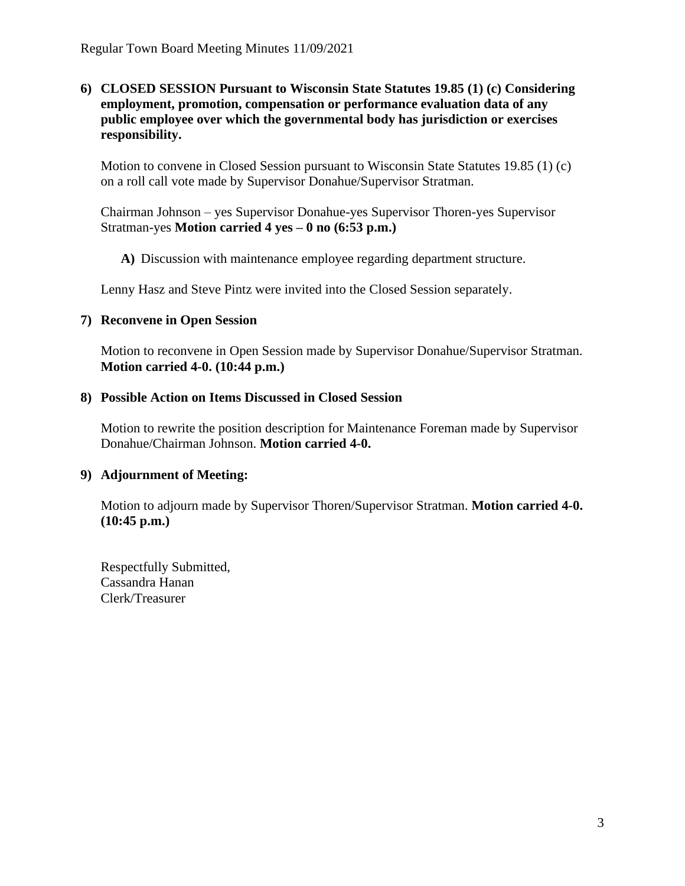**6) CLOSED SESSION Pursuant to Wisconsin State Statutes 19.85 (1) (c) Considering employment, promotion, compensation or performance evaluation data of any public employee over which the governmental body has jurisdiction or exercises responsibility.**

Motion to convene in Closed Session pursuant to Wisconsin State Statutes 19.85 (1) (c) on a roll call vote made by Supervisor Donahue/Supervisor Stratman.

Chairman Johnson – yes Supervisor Donahue-yes Supervisor Thoren-yes Supervisor Stratman-yes **Motion carried 4 yes – 0 no (6:53 p.m.)**

**A)** Discussion with maintenance employee regarding department structure.

Lenny Hasz and Steve Pintz were invited into the Closed Session separately.

**7) Reconvene in Open Session**

Motion to reconvene in Open Session made by Supervisor Donahue/Supervisor Stratman. **Motion carried 4-0. (10:44 p.m.)**

**8) Possible Action on Items Discussed in Closed Session**

Motion to rewrite the position description for Maintenance Foreman made by Supervisor Donahue/Chairman Johnson. **Motion carried 4-0.**

**9) Adjournment of Meeting:**

Motion to adjourn made by Supervisor Thoren/Supervisor Stratman. **Motion carried 4-0. (10:45 p.m.)**

Respectfully Submitted,
Cassandra Hanan
Clerk/Treasurer